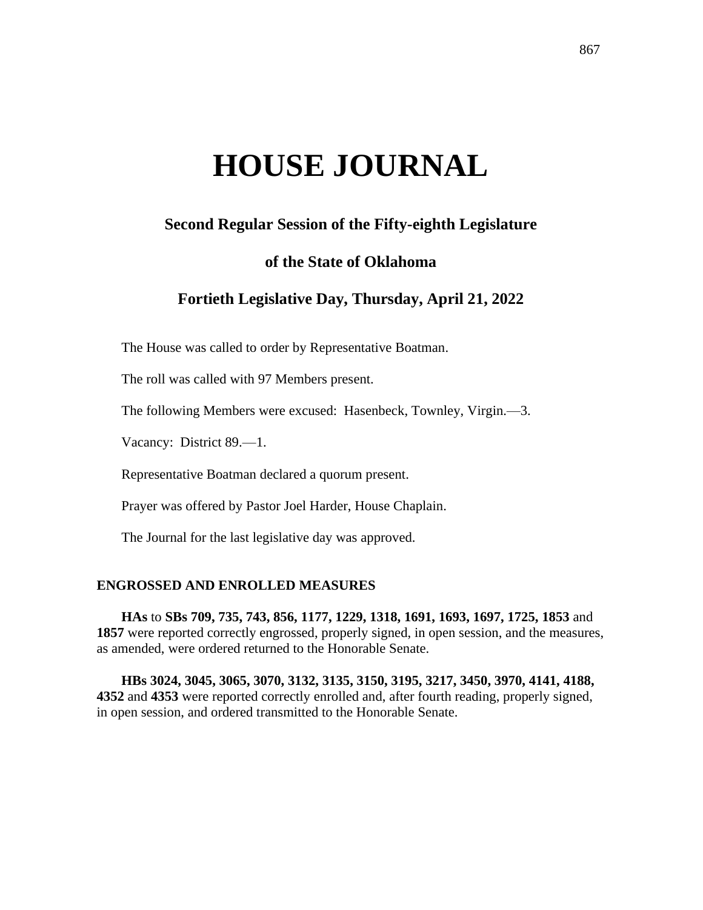# HOUSE JOURNAL

## Second Regular Session of the Fifty-eighth Legislature

## of the State of Oklahoma

## Fortieth Legislative Day, Thursday, April 21, 2022

The House was called to order by Representative Boatman.

The roll was called with 97 Members present.

The following Members were excused: Hasenbeck, Townley, Virgin.—3.

Vacancy: District 89.—1.

Representative Boatman declared a quorum present.

Prayer was offered by Pastor Joel Harder, House Chaplain.

The Journal for the last legislative day was approved.

### ENGROSSED AND ENROLLED MEASURES

**HAs** to **SBs 709, 735, 743, 856, 1177, 1229, 1318, 1691, 1693, 1697, 1725, 1853** and **1857** were reported correctly engrossed, properly signed, in open session, and the measures, as amended, were ordered returned to the Honorable Senate.

**HBs 3024, 3045, 3065, 3070, 3132, 3135, 3150, 3195, 3217, 3450, 3970, 4141, 4188, 4352** and **4353** were reported correctly enrolled and, after fourth reading, properly signed, in open session, and ordered transmitted to the Honorable Senate.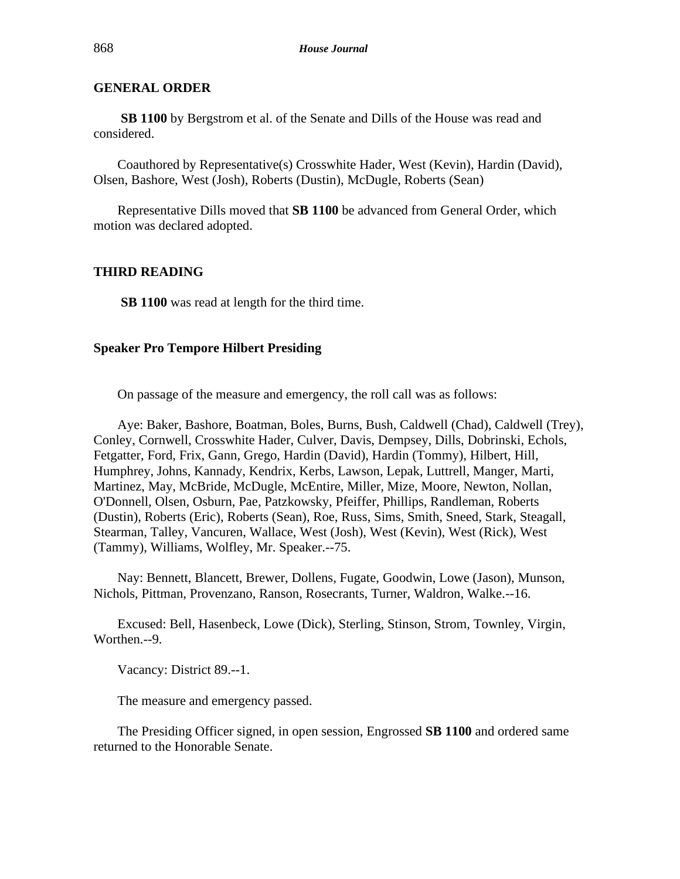## GENERAL ORDER

**SB 1100** by Bergstrom et al. of the Senate and Dills of the House was read and considered.

Coauthored by Representative(s) Crosswhite Hader, West (Kevin), Hardin (David), Olsen, Bashore, West (Josh), Roberts (Dustin), McDugle, Roberts (Sean)

Representative Dills moved that **SB 1100** be advanced from General Order, which motion was declared adopted.

## THIRD READING

**SB 1100** was read at length for the third time.

### Speaker Pro Tempore Hilbert Presiding

On passage of the measure and emergency, the roll call was as follows:

Aye: Baker, Bashore, Boatman, Boles, Burns, Bush, Caldwell (Chad), Caldwell (Trey), Conley, Cornwell, Crosswhite Hader, Culver, Davis, Dempsey, Dills, Dobrinski, Echols, Fetgatter, Ford, Frix, Gann, Grego, Hardin (David), Hardin (Tommy), Hilbert, Hill, Humphrey, Johns, Kannady, Kendrix, Kerbs, Lawson, Lepak, Luttrell, Manger, Marti, Martinez, May, McBride, McDugle, McEntire, Miller, Mize, Moore, Newton, Nollan, O'Donnell, Olsen, Osburn, Pae, Patzkowsky, Pfeiffer, Phillips, Randleman, Roberts (Dustin), Roberts (Eric), Roberts (Sean), Roe, Russ, Sims, Smith, Sneed, Stark, Steagall, Stearman, Talley, Vancuren, Wallace, West (Josh), West (Kevin), West (Rick), West (Tammy), Williams, Wolfley, Mr. Speaker.--75.

Nay: Bennett, Blancett, Brewer, Dollens, Fugate, Goodwin, Lowe (Jason), Munson, Nichols, Pittman, Provenzano, Ranson, Rosecrants, Turner, Waldron, Walke.--16.

Excused: Bell, Hasenbeck, Lowe (Dick), Sterling, Stinson, Strom, Townley, Virgin, Worthen.--9.

Vacancy: District 89.--1.

The measure and emergency passed.

The Presiding Officer signed, in open session, Engrossed **SB 1100** and ordered same returned to the Honorable Senate.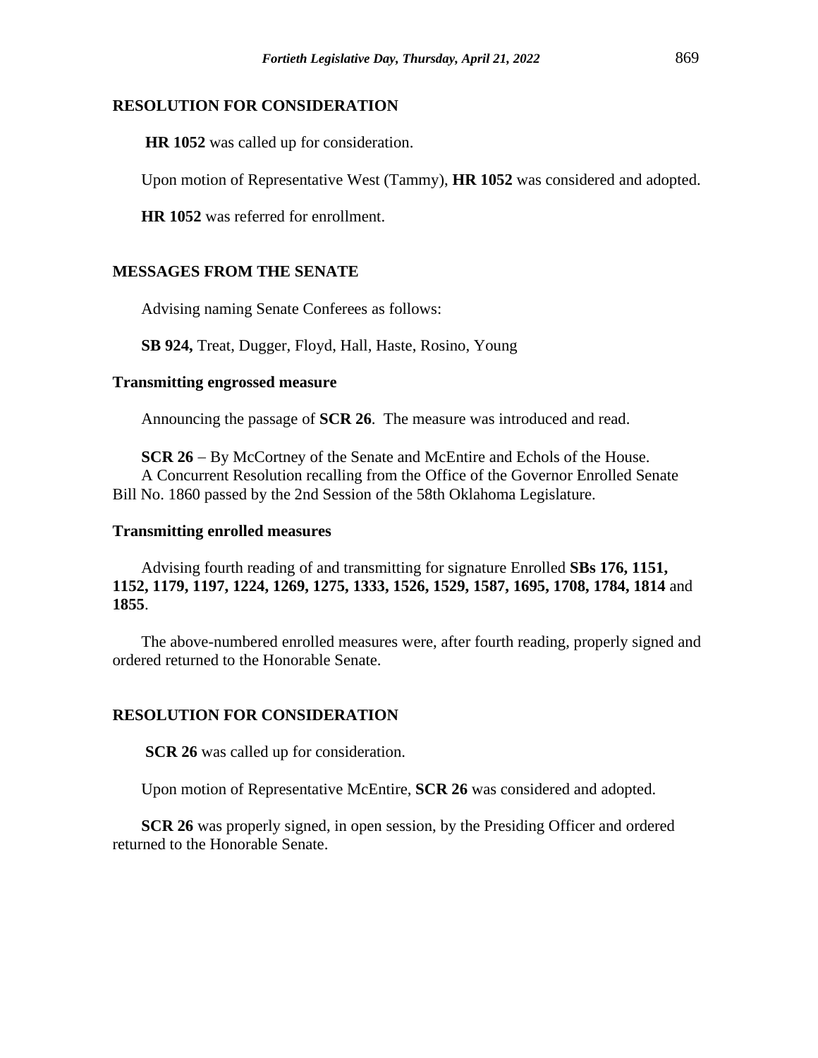## RESOLUTION FOR CONSIDERATION

**HR 1052** was called up for consideration.

Upon motion of Representative West (Tammy), **HR 1052** was considered and adopted.

**HR 1052** was referred for enrollment.

## MESSAGES FROM THE SENATE

Advising naming Senate Conferees as follows:

**SB 924,** Treat, Dugger, Floyd, Hall, Haste, Rosino, Young

### Transmitting engrossed measure

Announcing the passage of **SCR 26**. The measure was introduced and read.

**SCR 26** – By McCortney of the Senate and McEntire and Echols of the House.
A Concurrent Resolution recalling from the Office of the Governor Enrolled Senate Bill No. 1860 passed by the 2nd Session of the 58th Oklahoma Legislature.

### Transmitting enrolled measures

Advising fourth reading of and transmitting for signature Enrolled **SBs 176, 1151, 1152, 1179, 1197, 1224, 1269, 1275, 1333, 1526, 1529, 1587, 1695, 1708, 1784, 1814** and **1855**.

The above-numbered enrolled measures were, after fourth reading, properly signed and ordered returned to the Honorable Senate.

## RESOLUTION FOR CONSIDERATION

**SCR 26** was called up for consideration.

Upon motion of Representative McEntire, **SCR 26** was considered and adopted.

**SCR 26** was properly signed, in open session, by the Presiding Officer and ordered returned to the Honorable Senate.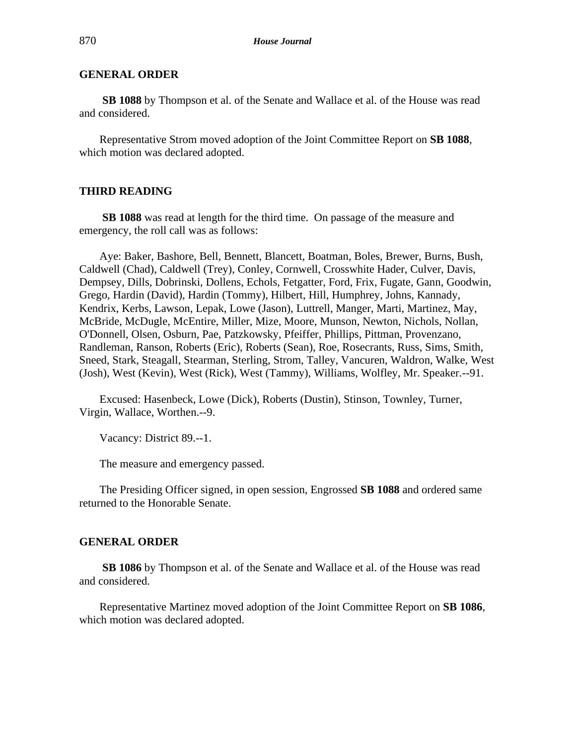## GENERAL ORDER

**SB 1088** by Thompson et al. of the Senate and Wallace et al. of the House was read and considered.

Representative Strom moved adoption of the Joint Committee Report on **SB 1088**, which motion was declared adopted.

## THIRD READING

**SB 1088** was read at length for the third time. On passage of the measure and emergency, the roll call was as follows:

Aye: Baker, Bashore, Bell, Bennett, Blancett, Boatman, Boles, Brewer, Burns, Bush, Caldwell (Chad), Caldwell (Trey), Conley, Cornwell, Crosswhite Hader, Culver, Davis, Dempsey, Dills, Dobrinski, Dollens, Echols, Fetgatter, Ford, Frix, Fugate, Gann, Goodwin, Grego, Hardin (David), Hardin (Tommy), Hilbert, Hill, Humphrey, Johns, Kannady, Kendrix, Kerbs, Lawson, Lepak, Lowe (Jason), Luttrell, Manger, Marti, Martinez, May, McBride, McDugle, McEntire, Miller, Mize, Moore, Munson, Newton, Nichols, Nollan, O'Donnell, Olsen, Osburn, Pae, Patzkowsky, Pfeiffer, Phillips, Pittman, Provenzano, Randleman, Ranson, Roberts (Eric), Roberts (Sean), Roe, Rosecrants, Russ, Sims, Smith, Sneed, Stark, Steagall, Stearman, Sterling, Strom, Talley, Vancuren, Waldron, Walke, West (Josh), West (Kevin), West (Rick), West (Tammy), Williams, Wolfley, Mr. Speaker.--91.

Excused: Hasenbeck, Lowe (Dick), Roberts (Dustin), Stinson, Townley, Turner, Virgin, Wallace, Worthen.--9.

Vacancy: District 89.--1.

The measure and emergency passed.

The Presiding Officer signed, in open session, Engrossed **SB 1088** and ordered same returned to the Honorable Senate.

## GENERAL ORDER

**SB 1086** by Thompson et al. of the Senate and Wallace et al. of the House was read and considered.

Representative Martinez moved adoption of the Joint Committee Report on **SB 1086**, which motion was declared adopted.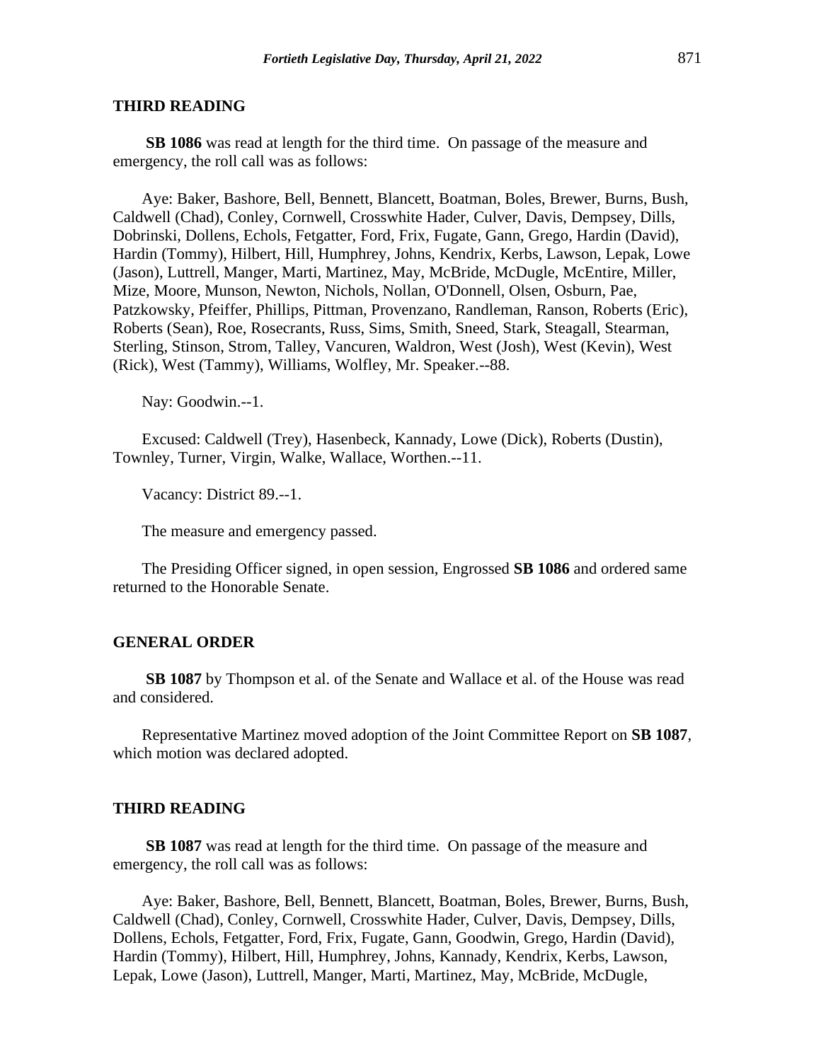## THIRD READING

**SB 1086** was read at length for the third time. On passage of the measure and emergency, the roll call was as follows:

Aye: Baker, Bashore, Bell, Bennett, Blancett, Boatman, Boles, Brewer, Burns, Bush, Caldwell (Chad), Conley, Cornwell, Crosswhite Hader, Culver, Davis, Dempsey, Dills, Dobrinski, Dollens, Echols, Fetgatter, Ford, Frix, Fugate, Gann, Grego, Hardin (David), Hardin (Tommy), Hilbert, Hill, Humphrey, Johns, Kendrix, Kerbs, Lawson, Lepak, Lowe (Jason), Luttrell, Manger, Marti, Martinez, May, McBride, McDugle, McEntire, Miller, Mize, Moore, Munson, Newton, Nichols, Nollan, O'Donnell, Olsen, Osburn, Pae, Patzkowsky, Pfeiffer, Phillips, Pittman, Provenzano, Randleman, Ranson, Roberts (Eric), Roberts (Sean), Roe, Rosecrants, Russ, Sims, Smith, Sneed, Stark, Steagall, Stearman, Sterling, Stinson, Strom, Talley, Vancuren, Waldron, West (Josh), West (Kevin), West (Rick), West (Tammy), Williams, Wolfley, Mr. Speaker.--88.

Nay: Goodwin.--1.

Excused: Caldwell (Trey), Hasenbeck, Kannady, Lowe (Dick), Roberts (Dustin), Townley, Turner, Virgin, Walke, Wallace, Worthen.--11.

Vacancy: District 89.--1.

The measure and emergency passed.

The Presiding Officer signed, in open session, Engrossed **SB 1086** and ordered same returned to the Honorable Senate.

## GENERAL ORDER

**SB 1087** by Thompson et al. of the Senate and Wallace et al. of the House was read and considered.

Representative Martinez moved adoption of the Joint Committee Report on **SB 1087**, which motion was declared adopted.

## THIRD READING

**SB 1087** was read at length for the third time. On passage of the measure and emergency, the roll call was as follows:

Aye: Baker, Bashore, Bell, Bennett, Blancett, Boatman, Boles, Brewer, Burns, Bush, Caldwell (Chad), Conley, Cornwell, Crosswhite Hader, Culver, Davis, Dempsey, Dills, Dollens, Echols, Fetgatter, Ford, Frix, Fugate, Gann, Goodwin, Grego, Hardin (David), Hardin (Tommy), Hilbert, Hill, Humphrey, Johns, Kannady, Kendrix, Kerbs, Lawson, Lepak, Lowe (Jason), Luttrell, Manger, Marti, Martinez, May, McBride, McDugle,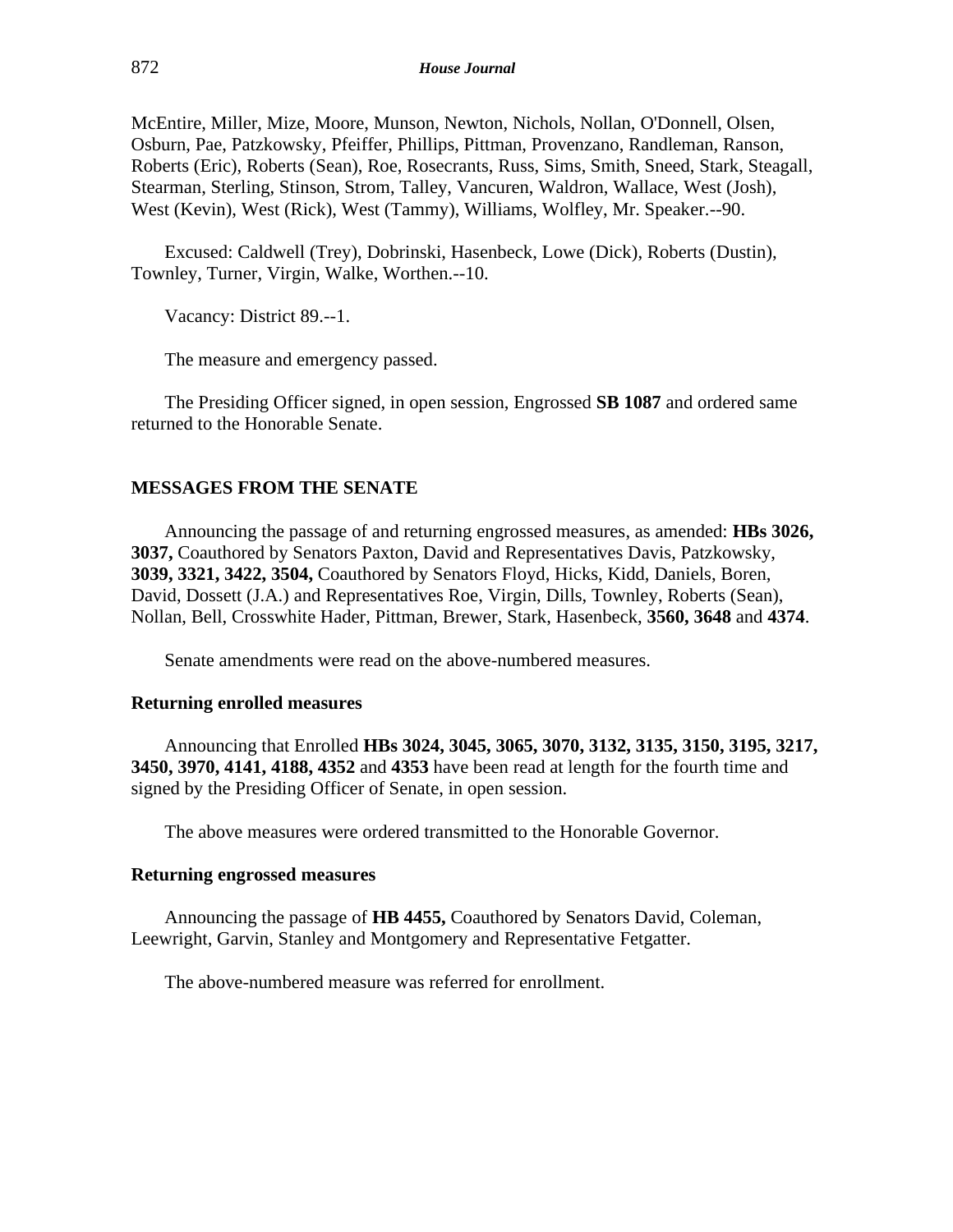McEntire, Miller, Mize, Moore, Munson, Newton, Nichols, Nollan, O'Donnell, Olsen, Osburn, Pae, Patzkowsky, Pfeiffer, Phillips, Pittman, Provenzano, Randleman, Ranson, Roberts (Eric), Roberts (Sean), Roe, Rosecrants, Russ, Sims, Smith, Sneed, Stark, Steagall, Stearman, Sterling, Stinson, Strom, Talley, Vancuren, Waldron, Wallace, West (Josh), West (Kevin), West (Rick), West (Tammy), Williams, Wolfley, Mr. Speaker.--90.

Excused: Caldwell (Trey), Dobrinski, Hasenbeck, Lowe (Dick), Roberts (Dustin), Townley, Turner, Virgin, Walke, Worthen.--10.

Vacancy: District 89.--1.

The measure and emergency passed.

The Presiding Officer signed, in open session, Engrossed **SB 1087** and ordered same returned to the Honorable Senate.

## MESSAGES FROM THE SENATE

Announcing the passage of and returning engrossed measures, as amended: **HBs 3026, 3037,** Coauthored by Senators Paxton, David and Representatives Davis, Patzkowsky, **3039, 3321, 3422, 3504,** Coauthored by Senators Floyd, Hicks, Kidd, Daniels, Boren, David, Dossett (J.A.) and Representatives Roe, Virgin, Dills, Townley, Roberts (Sean), Nollan, Bell, Crosswhite Hader, Pittman, Brewer, Stark, Hasenbeck, **3560, 3648** and **4374**.

Senate amendments were read on the above-numbered measures.

### Returning enrolled measures

Announcing that Enrolled **HBs 3024, 3045, 3065, 3070, 3132, 3135, 3150, 3195, 3217, 3450, 3970, 4141, 4188, 4352** and **4353** have been read at length for the fourth time and signed by the Presiding Officer of Senate, in open session.

The above measures were ordered transmitted to the Honorable Governor.

### Returning engrossed measures

Announcing the passage of **HB 4455,** Coauthored by Senators David, Coleman, Leewright, Garvin, Stanley and Montgomery and Representative Fetgatter.

The above-numbered measure was referred for enrollment.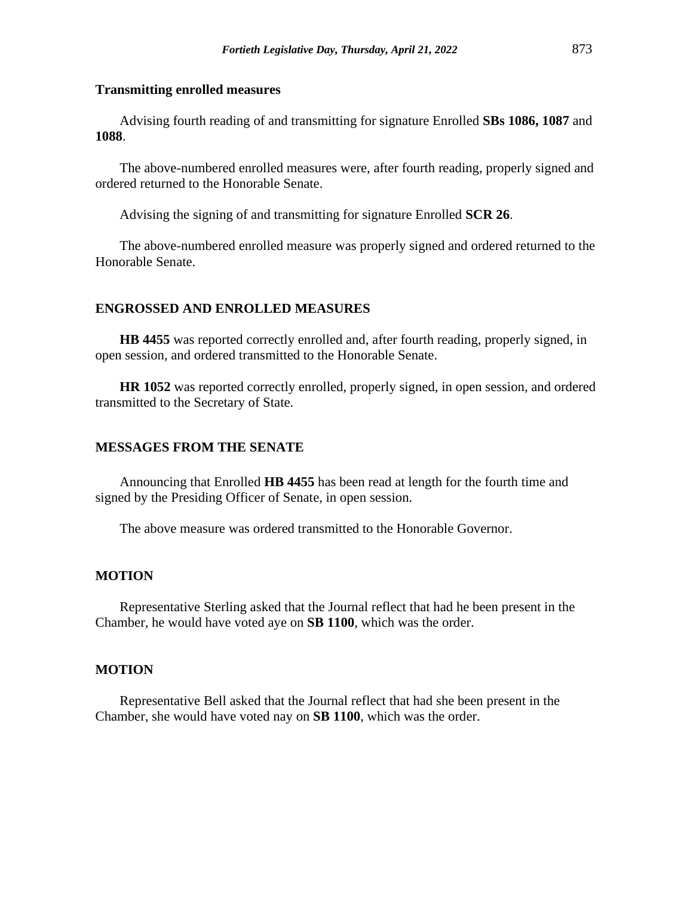**Transmitting enrolled measures**

Advising fourth reading of and transmitting for signature Enrolled **SBs 1086, 1087** and **1088**.

The above-numbered enrolled measures were, after fourth reading, properly signed and ordered returned to the Honorable Senate.

Advising the signing of and transmitting for signature Enrolled **SCR 26**.

The above-numbered enrolled measure was properly signed and ordered returned to the Honorable Senate.

## ENGROSSED AND ENROLLED MEASURES

**HB 4455** was reported correctly enrolled and, after fourth reading, properly signed, in open session, and ordered transmitted to the Honorable Senate.

**HR 1052** was reported correctly enrolled, properly signed, in open session, and ordered transmitted to the Secretary of State.

## MESSAGES FROM THE SENATE

Announcing that Enrolled **HB 4455** has been read at length for the fourth time and signed by the Presiding Officer of Senate, in open session.

The above measure was ordered transmitted to the Honorable Governor.

## MOTION

Representative Sterling asked that the Journal reflect that had he been present in the Chamber, he would have voted aye on **SB 1100**, which was the order.

## MOTION

Representative Bell asked that the Journal reflect that had she been present in the Chamber, she would have voted nay on **SB 1100**, which was the order.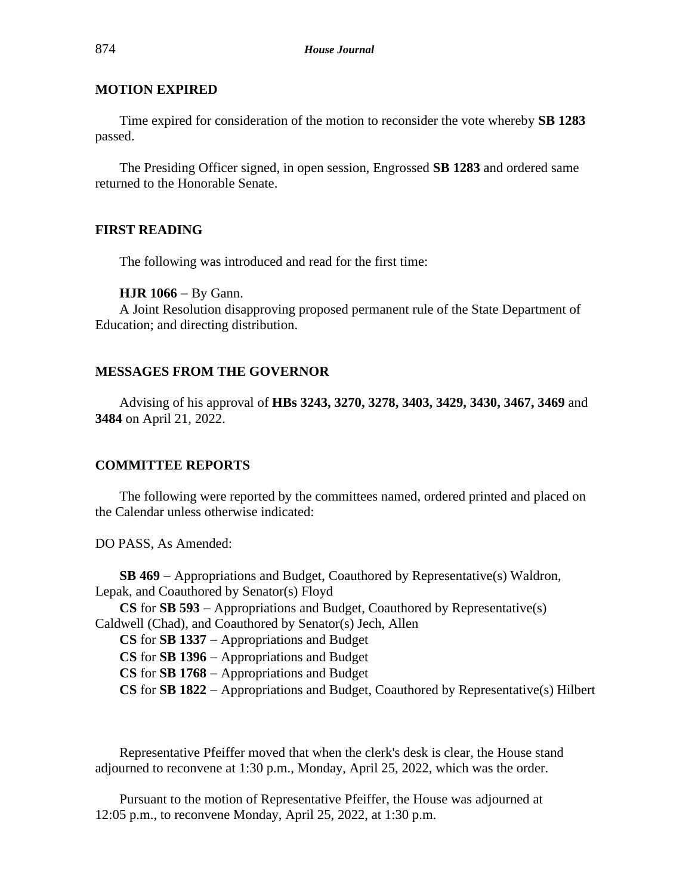## MOTION EXPIRED

Time expired for consideration of the motion to reconsider the vote whereby **SB 1283** passed.

The Presiding Officer signed, in open session, Engrossed **SB 1283** and ordered same returned to the Honorable Senate.

## FIRST READING

The following was introduced and read for the first time:

**HJR 1066** − By Gann.
A Joint Resolution disapproving proposed permanent rule of the State Department of Education; and directing distribution.

## MESSAGES FROM THE GOVERNOR

Advising of his approval of **HBs 3243, 3270, 3278, 3403, 3429, 3430, 3467, 3469** and **3484** on April 21, 2022.

## COMMITTEE REPORTS

The following were reported by the committees named, ordered printed and placed on the Calendar unless otherwise indicated:

DO PASS, As Amended:

**SB 469** − Appropriations and Budget, Coauthored by Representative(s) Waldron, Lepak, and Coauthored by Senator(s) Floyd
**CS** for **SB 593** − Appropriations and Budget, Coauthored by Representative(s) Caldwell (Chad), and Coauthored by Senator(s) Jech, Allen
**CS** for **SB 1337** − Appropriations and Budget
**CS** for **SB 1396** − Appropriations and Budget
**CS** for **SB 1768** − Appropriations and Budget
**CS** for **SB 1822** − Appropriations and Budget, Coauthored by Representative(s) Hilbert

Representative Pfeiffer moved that when the clerk's desk is clear, the House stand adjourned to reconvene at 1:30 p.m., Monday, April 25, 2022, which was the order.

Pursuant to the motion of Representative Pfeiffer, the House was adjourned at 12:05 p.m., to reconvene Monday, April 25, 2022, at 1:30 p.m.